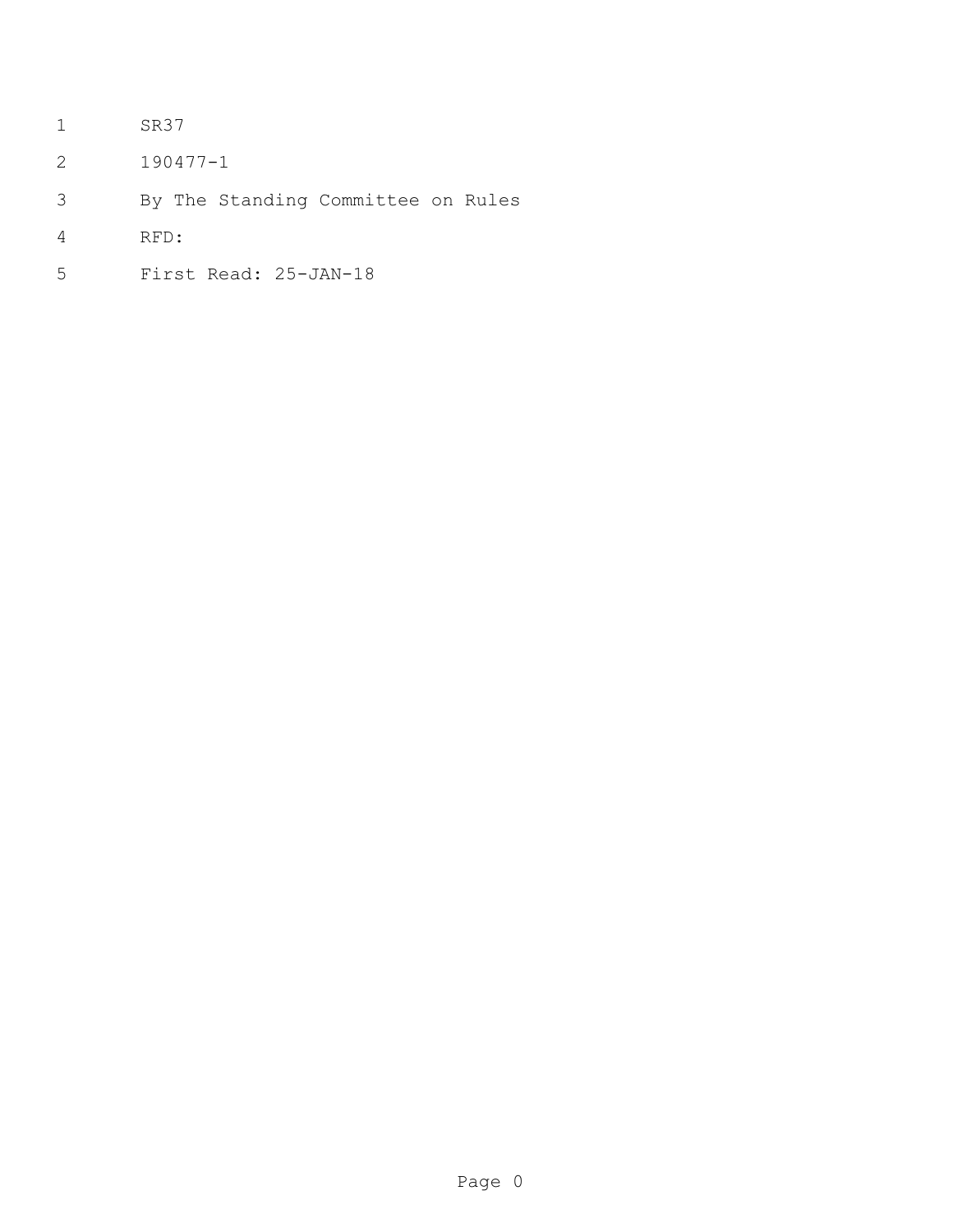SR37

190477-1

By The Standing Committee on Rules

RFD:

First Read: 25-JAN-18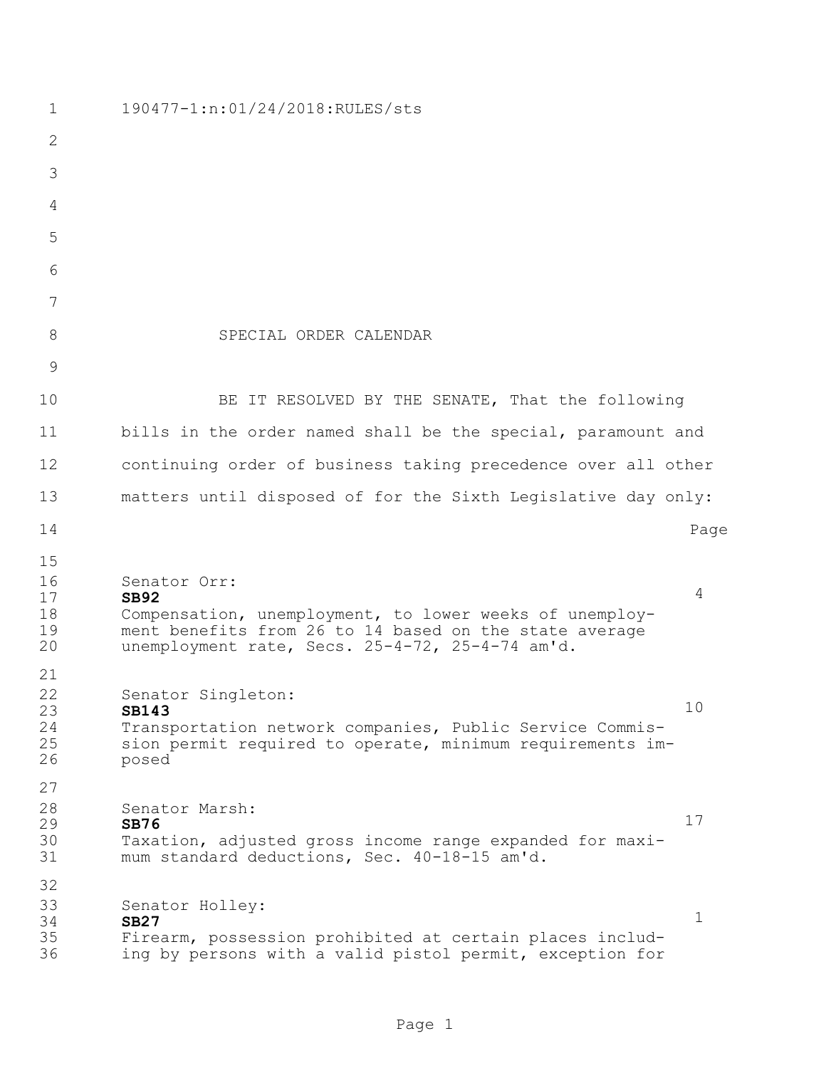190477-1:n:01/24/2018:RULES/sts

SPECIAL ORDER CALENDAR

BE IT RESOLVED BY THE SENATE, That the following bills in the order named shall be the special, paramount and continuing order of business taking precedence over all other matters until disposed of for the Sixth Legislative day only:

| | Page |
|---|---|
| Senator Orr:<br>**SB92**<br>Compensation, unemployment, to lower weeks of unemployment benefits from 26 to 14 based on the state average unemployment rate, Secs. 25-4-72, 25-4-74 am'd. | 4 |
| Senator Singleton:<br>**SB143**<br>Transportation network companies, Public Service Commission permit required to operate, minimum requirements imposed | 10 |
| Senator Marsh:<br>**SB76**<br>Taxation, adjusted gross income range expanded for maximum standard deductions, Sec. 40-18-15 am'd. | 17 |
| Senator Holley:<br>**SB27**<br>Firearm, possession prohibited at certain places including by persons with a valid pistol permit, exception for | 1 |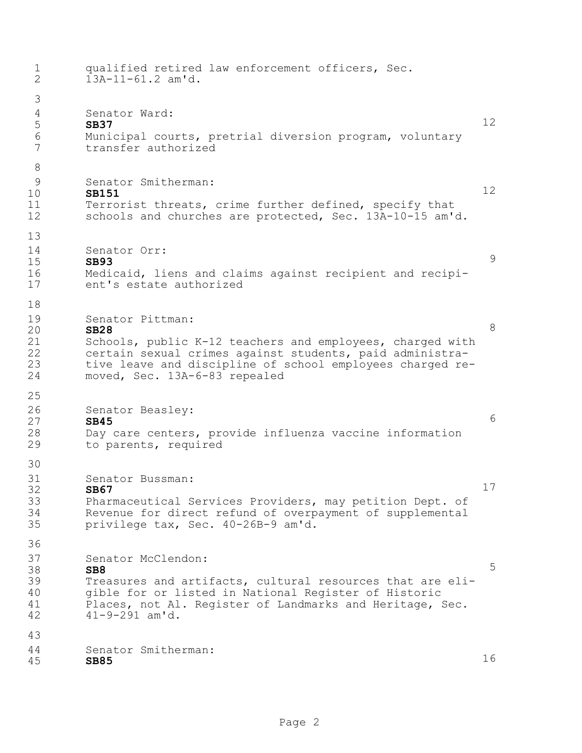qualified retired law enforcement officers, Sec. 13A-11-61.2 am'd.

Senator Ward:
**SB37** 12
Municipal courts, pretrial diversion program, voluntary transfer authorized

Senator Smitherman:
**SB151** 12
Terrorist threats, crime further defined, specify that schools and churches are protected, Sec. 13A-10-15 am'd.

Senator Orr:
**SB93** 9
Medicaid, liens and claims against recipient and recipient's estate authorized

Senator Pittman:
**SB28** 8
Schools, public K-12 teachers and employees, charged with certain sexual crimes against students, paid administrative leave and discipline of school employees charged removed, Sec. 13A-6-83 repealed

Senator Beasley:
**SB45** 6
Day care centers, provide influenza vaccine information to parents, required

Senator Bussman:
**SB67** 17
Pharmaceutical Services Providers, may petition Dept. of Revenue for direct refund of overpayment of supplemental privilege tax, Sec. 40-26B-9 am'd.

Senator McClendon:
**SB8** 5
Treasures and artifacts, cultural resources that are eligible for or listed in National Register of Historic Places, not Al. Register of Landmarks and Heritage, Sec. 41-9-291 am'd.

Senator Smitherman:
**SB85** 16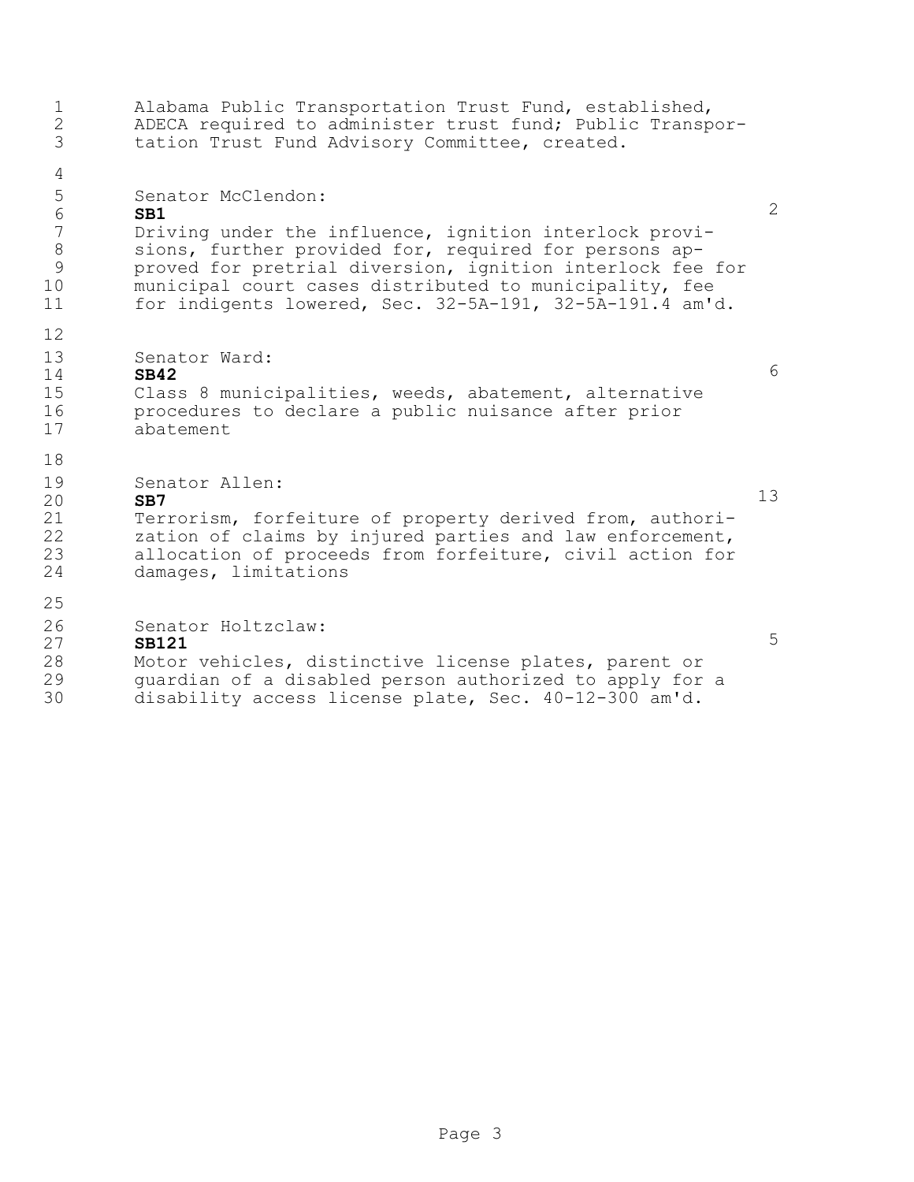Alabama Public Transportation Trust Fund, established, ADECA required to administer trust fund; Public Transportation Trust Fund Advisory Committee, created.

Senator McClendon:

**SB1** 2

Driving under the influence, ignition interlock provisions, further provided for, required for persons approved for pretrial diversion, ignition interlock fee for municipal court cases distributed to municipality, fee for indigents lowered, Sec. 32-5A-191, 32-5A-191.4 am'd.

Senator Ward:

**SB42** 6

Class 8 municipalities, weeds, abatement, alternative procedures to declare a public nuisance after prior abatement

Senator Allen:

**SB7** 13

Terrorism, forfeiture of property derived from, authorization of claims by injured parties and law enforcement, allocation of proceeds from forfeiture, civil action for damages, limitations

Senator Holtzclaw:

**SB121** 5

Motor vehicles, distinctive license plates, parent or guardian of a disabled person authorized to apply for a disability access license plate, Sec. 40-12-300 am'd.